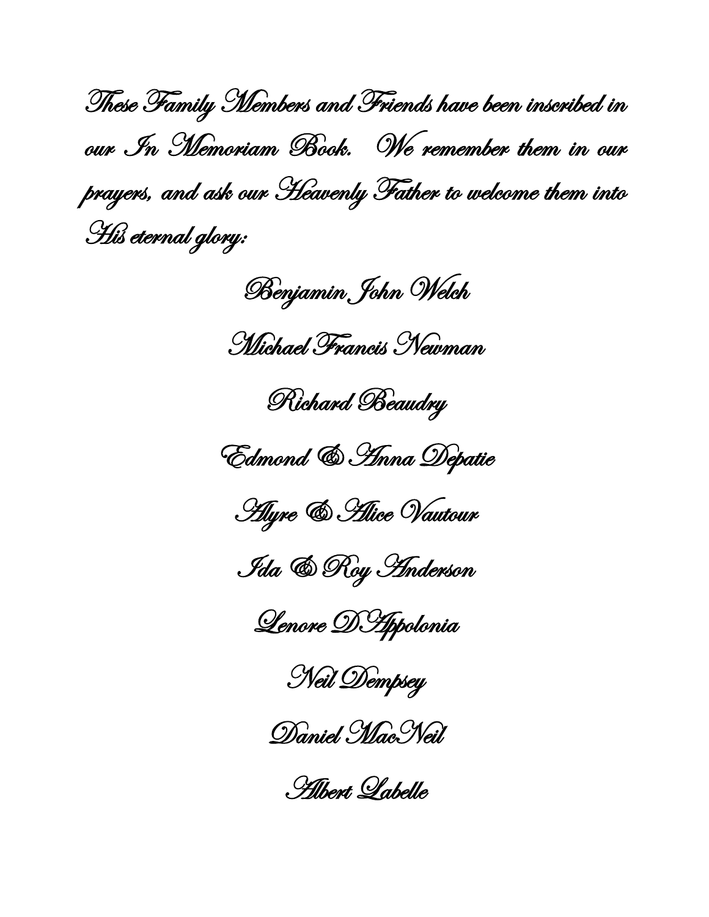These Family Members and Friends have been inscribed in our In Memoriam Book. We remember them in our prayers, and ask our Heavenly Father to welcome them into His eternal glory:

Benjamin John Welch

Michael Francis Newman

Richard Beaudry

Edmond & Anna Depatie

Alyre & Alice Vautour

Ida & Roy Anderson

Lenore DAppolonia

Neil Dempsey

Daniel MacNeil

Albert Labelle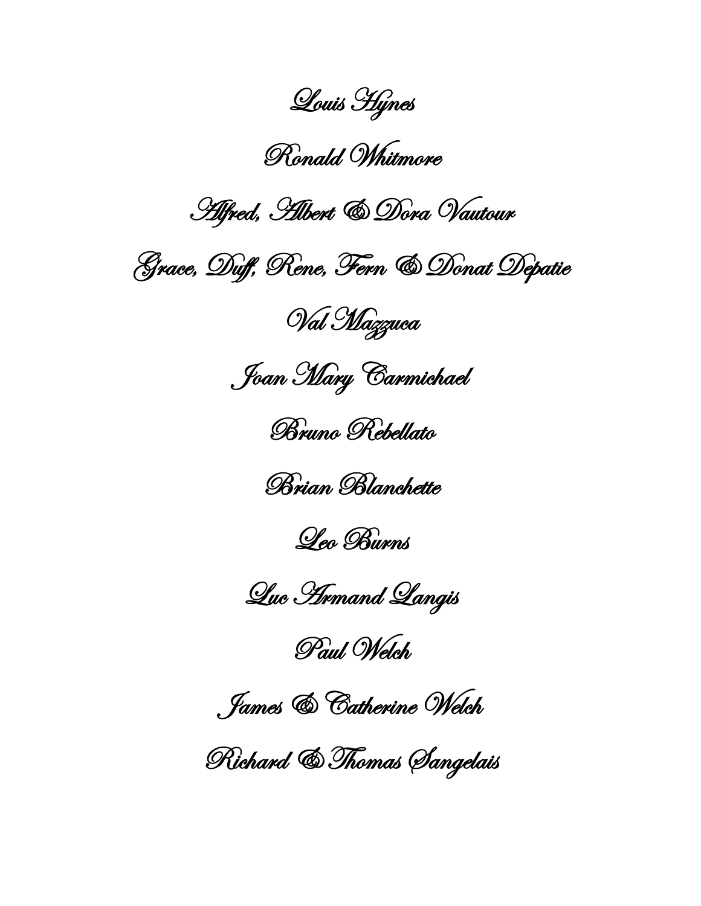Louis Hynes

Ronald Whitmore

Alfred, Albert & Dora Vautour

Grace, Duff, Rene, Fern & Donat Depatie

Val Mazzuca

Joan Mary Carmichael

Bruno Rebellato

Brian Blanchette

Leo Burns

Luc Armand Langis

Paul Welch

James & Catherine Welch

Richard & Thomas Sangelais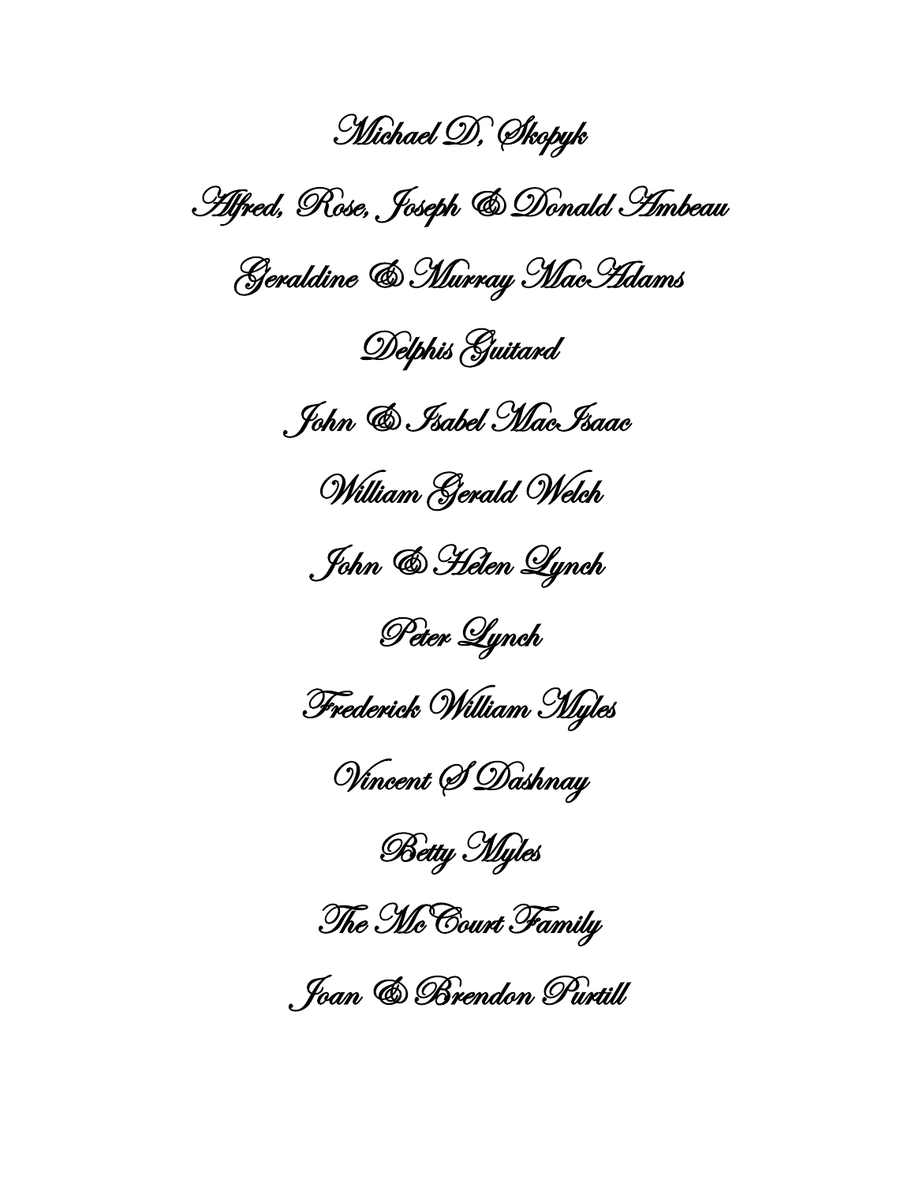Michael D, Skopyk

Alfred, Rose, Joseph & Donald Ambeau

Geraldine & Murray MacAdams

Delphis Guitard

John & Isabel MacIsaac

William Gerald Welch

John & Helen Lynch

Peter Lynch

Frederick William Myles

Vincent S Dashnay

Betty Myles

The McCourt Family

Joan & Brendon Purtill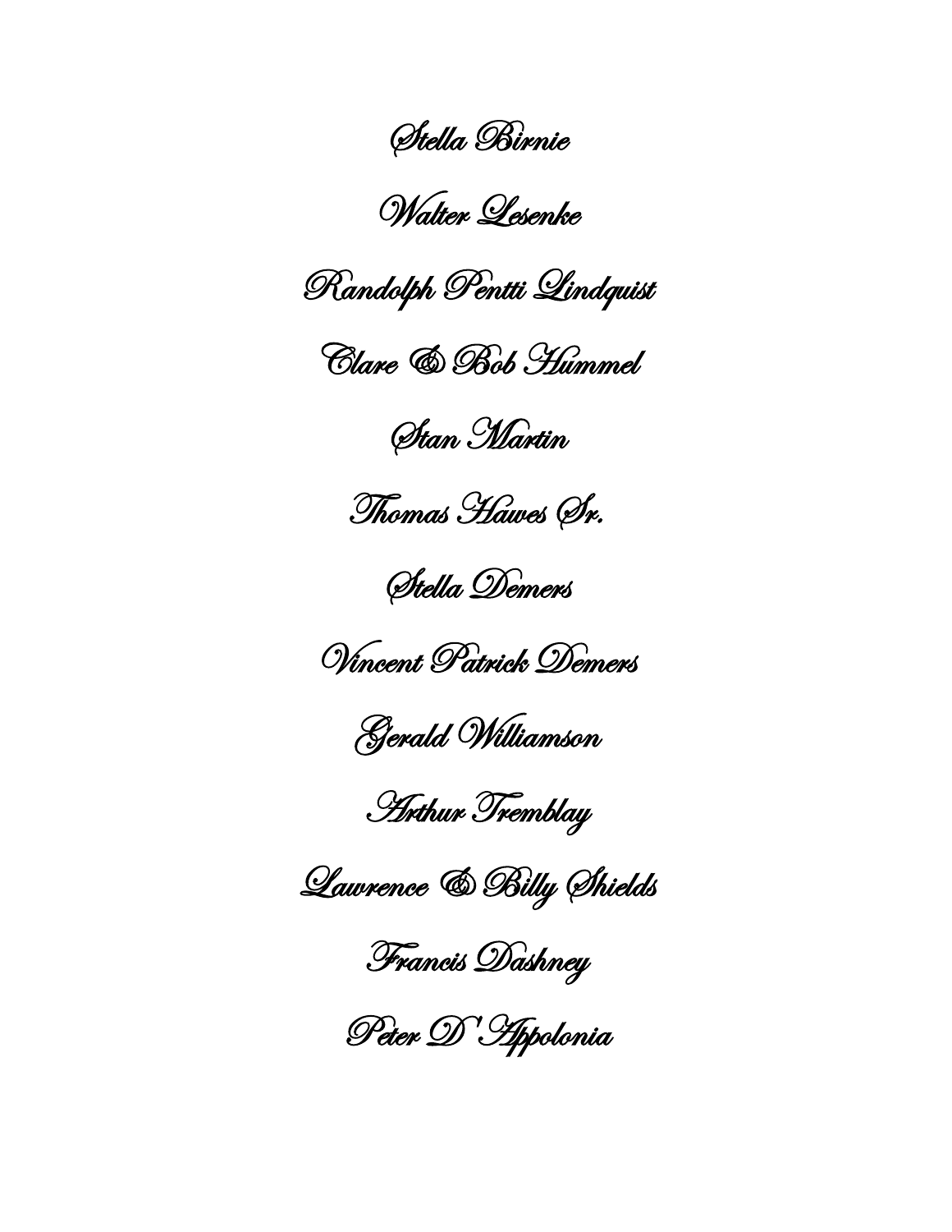Stella Birnie

Walter Lesenke

Randolph Pentti Lindquist

Clare & Bob Hummel

Stan Martin

Thomas Hawes Sr.

Stella Demers

Vincent Patrick Demers

Gerald Williamson

Arthur Tremblay

Lawrence & Billy Shields

Francis Dashney

Peter D'Appolonia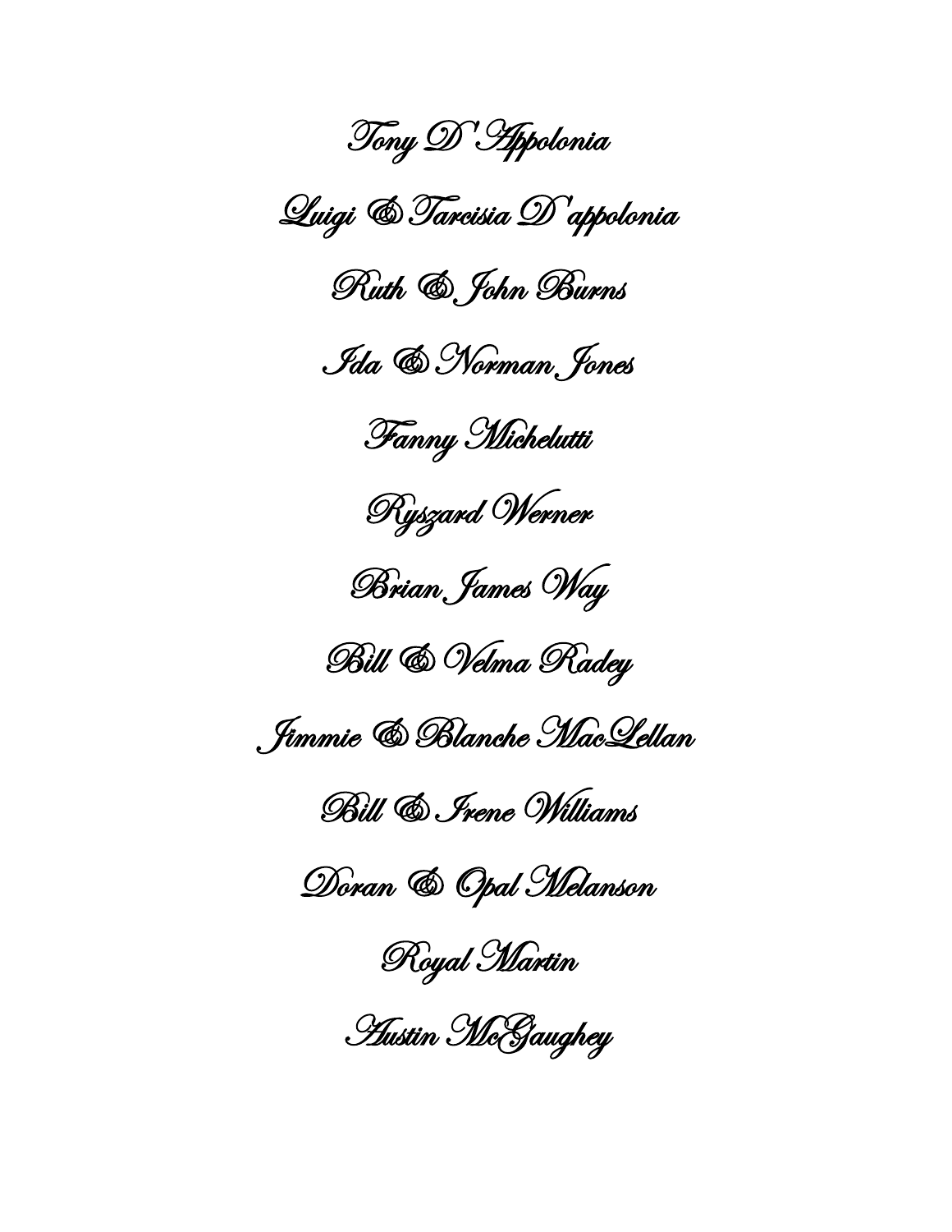Tony D'Appolonia

Luigi & Tarcisia D'appolonia

Ruth & John Burns

Ida & Norman Jones

Fanny Michelutti

Ryszard Werner

Brian James Way

Bill & Velma Radey

Jimmie & Blanche MacLellan

Bill & Irene Williams

Doran & Opal Melanson

Royal Martin

Austin McGaughey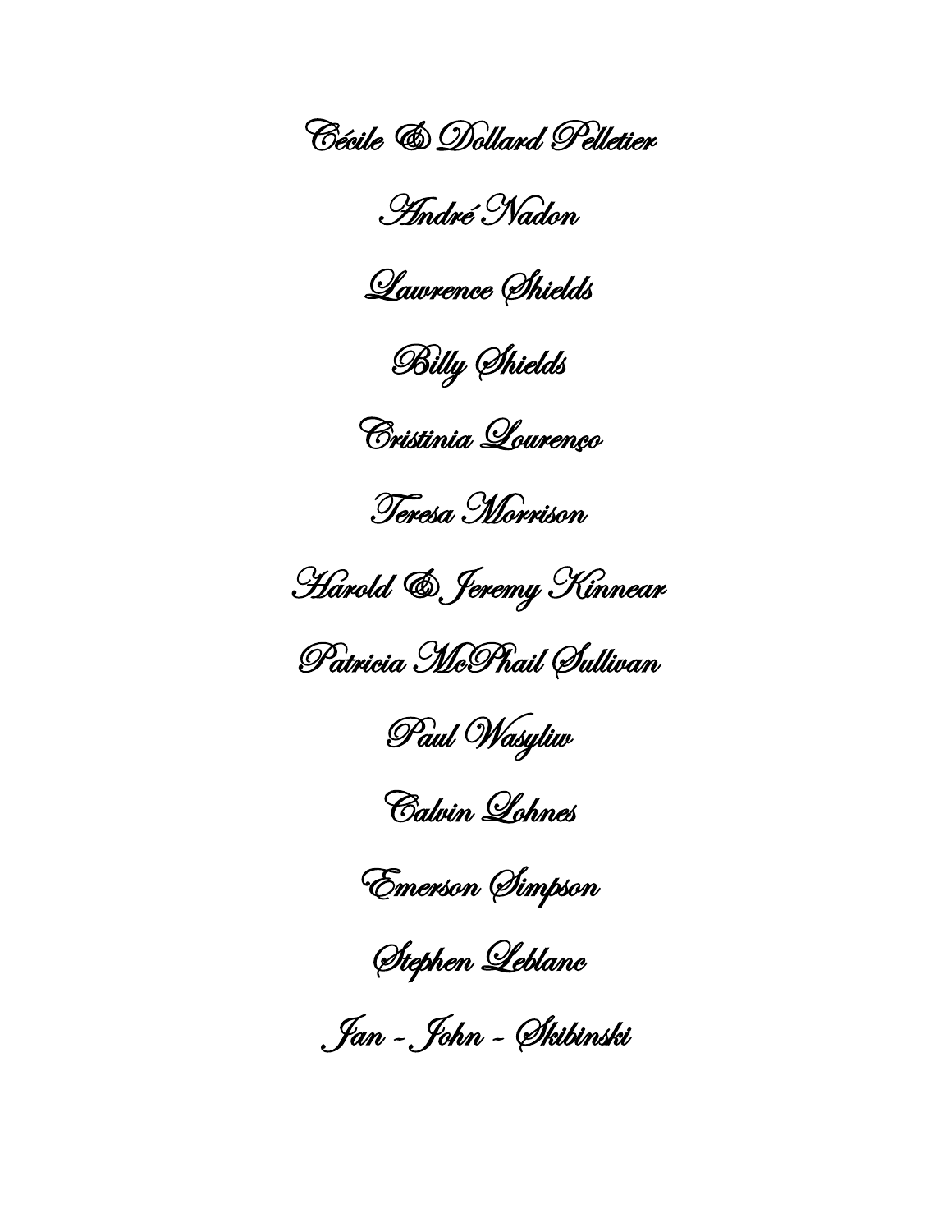Cécile & Dollard Pelletier

André Nadon

Lawrence Shields

Billy Shields

Cristinia Lourenço

Teresa Morrison

Harold & Jeremy Kinnear

Patricia McPhail Sullivan

Paul Wasyliw

Calvin Lohnes

Emerson Simpson

Stephen Leblanc

Jan - John - Skibinski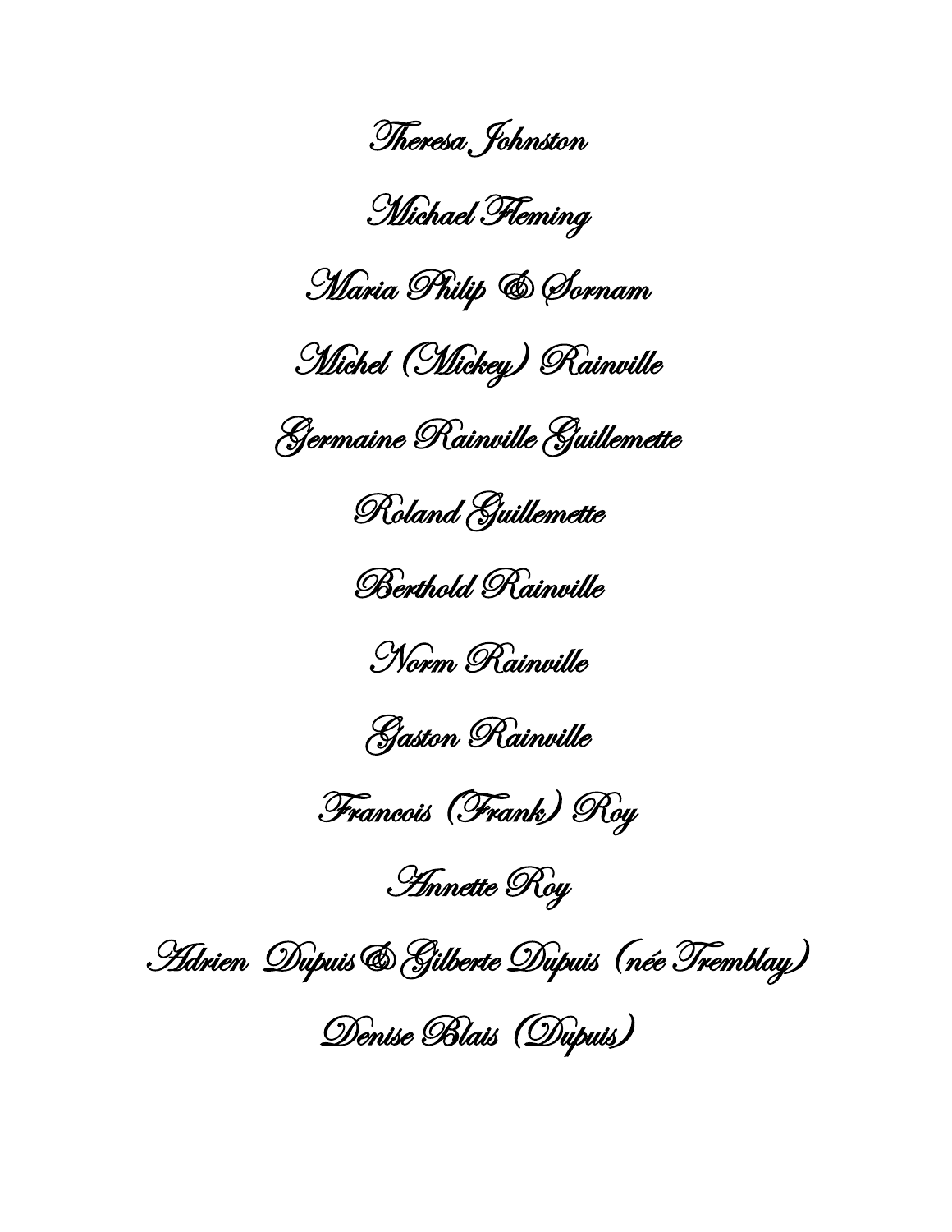Theresa Johnston

Michael Fleming

Maria Philip & Sornam

Michel (Mickey) Rainville

Germaine Rainville Guillemette

Roland Guillemette

Berthold Rainville

Norm Rainville

Gaston Rainville

Francois (Frank) Roy

Annette Roy

Adrien Dupuis & Gilberte Dupuis (née Tremblay)

Denise Blais (Dupuis)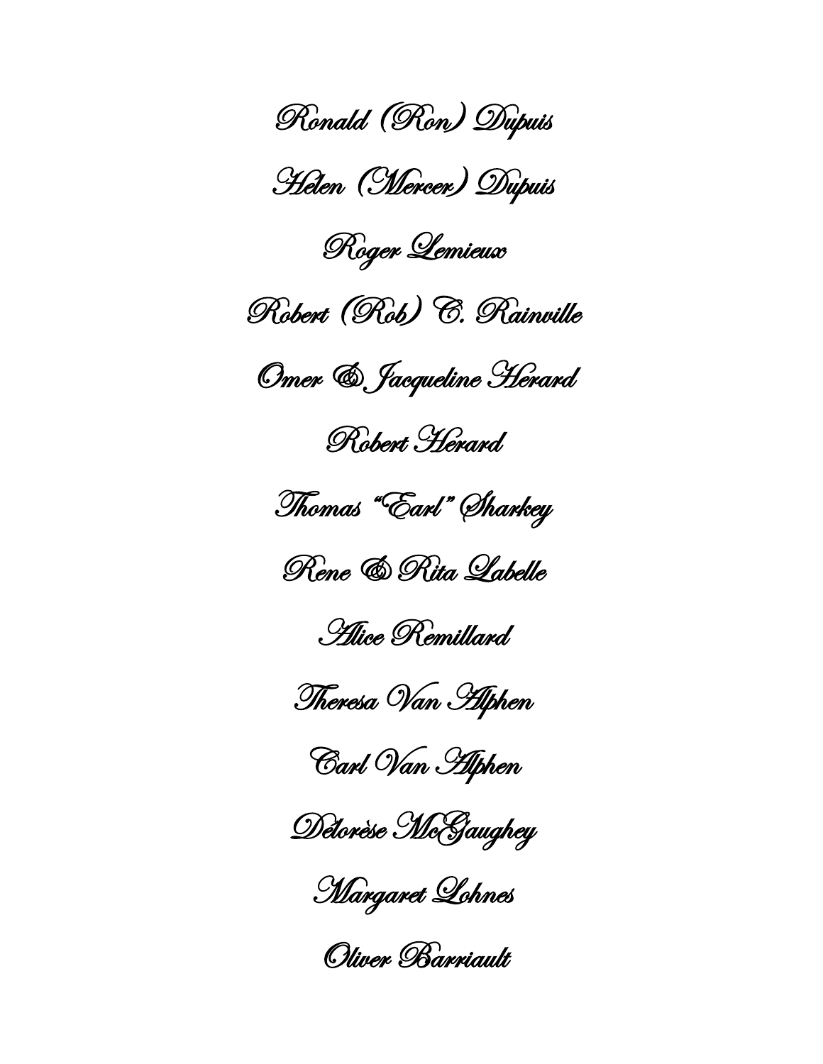Ronald (Ron) Dupuis

Helen (Mercer) Dupuis

Roger Lemieux

Robert (Rob) C. Rainville

Omer & Jacqueline Herard

Robert Herard

Thomas "Earl" Sharkey

Rene & Rita Labelle

Alice Remillard

Theresa Van Alphen

Carl Van Alphen

Délorèse McGaughey

Margaret Lohnes

Oliver Barriault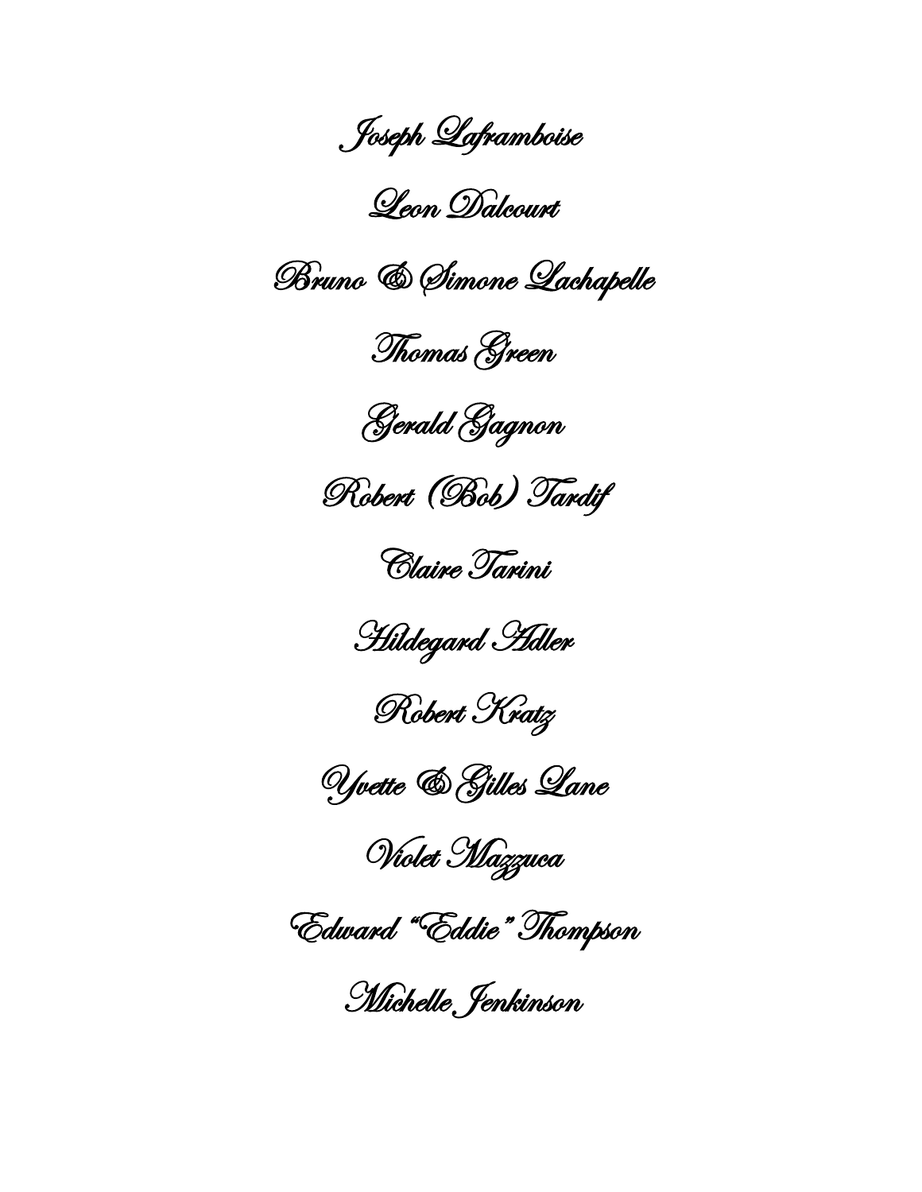Joseph Laframboise

Leon Dalcourt

Bruno & Simone Lachapelle

Thomas Green

Gerald Gagnon

Robert (Bob) Tardif

Claire Tarini

Hildegard Adler

Robert Kratz

Yvette & Gilles Lane

Violet Mazzuca

Edward "Eddie" Thompson

Michelle Jenkinson